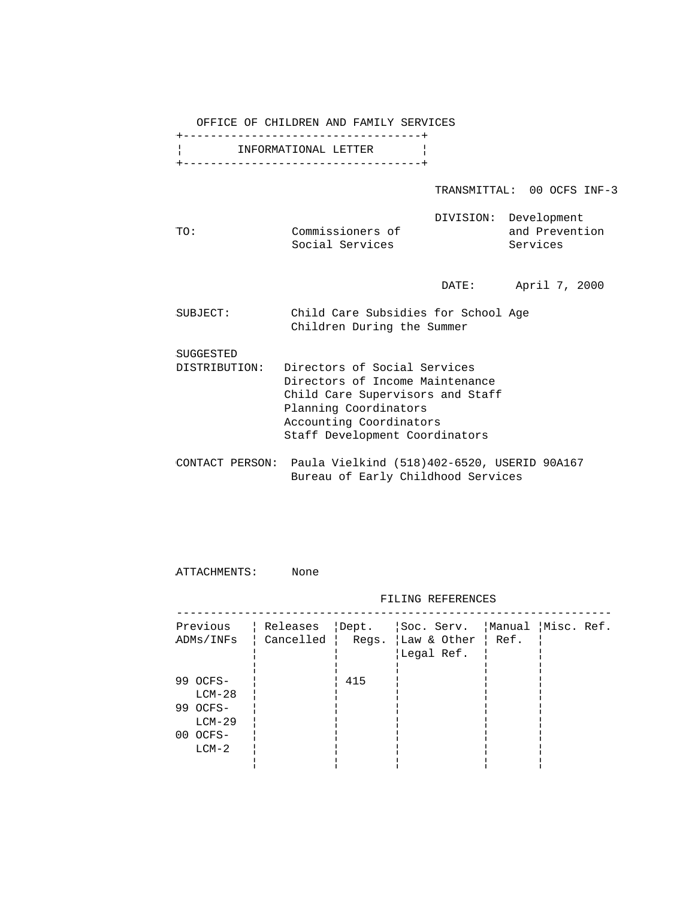OFFICE OF CHILDREN AND FAMILY SERVICES

**INFORMATIONAL LETTER**

TRANSMITTAL: 00 OCFS INF-3

DIVISION: Development and Prevention Services

TO: Commissioners of Social Services

DATE: April 7, 2000

SUBJECT: Child Care Subsidies for School Age Children During the Summer

SUGGESTED DISTRIBUTION:
Directors of Social Services
Directors of Income Maintenance
Child Care Supervisors and Staff
Planning Coordinators
Accounting Coordinators
Staff Development Coordinators

CONTACT PERSON: Paula Vielkind (518)402-6520, USERID 90A167
Bureau of Early Childhood Services

ATTACHMENTS: None

FILING REFERENCES

| Previous ADMs/INFs | Releases Cancelled | Dept. Regs. | Soc. Serv. Law & Other Legal Ref. | Manual Ref. | Misc. Ref. |
|---|---|---|---|---|---|
| 99 OCFS-LCM-28 | | 415 | | | |
| 99 OCFS-LCM-29 | | | | | |
| 00 OCFS-LCM-2 | | | | | |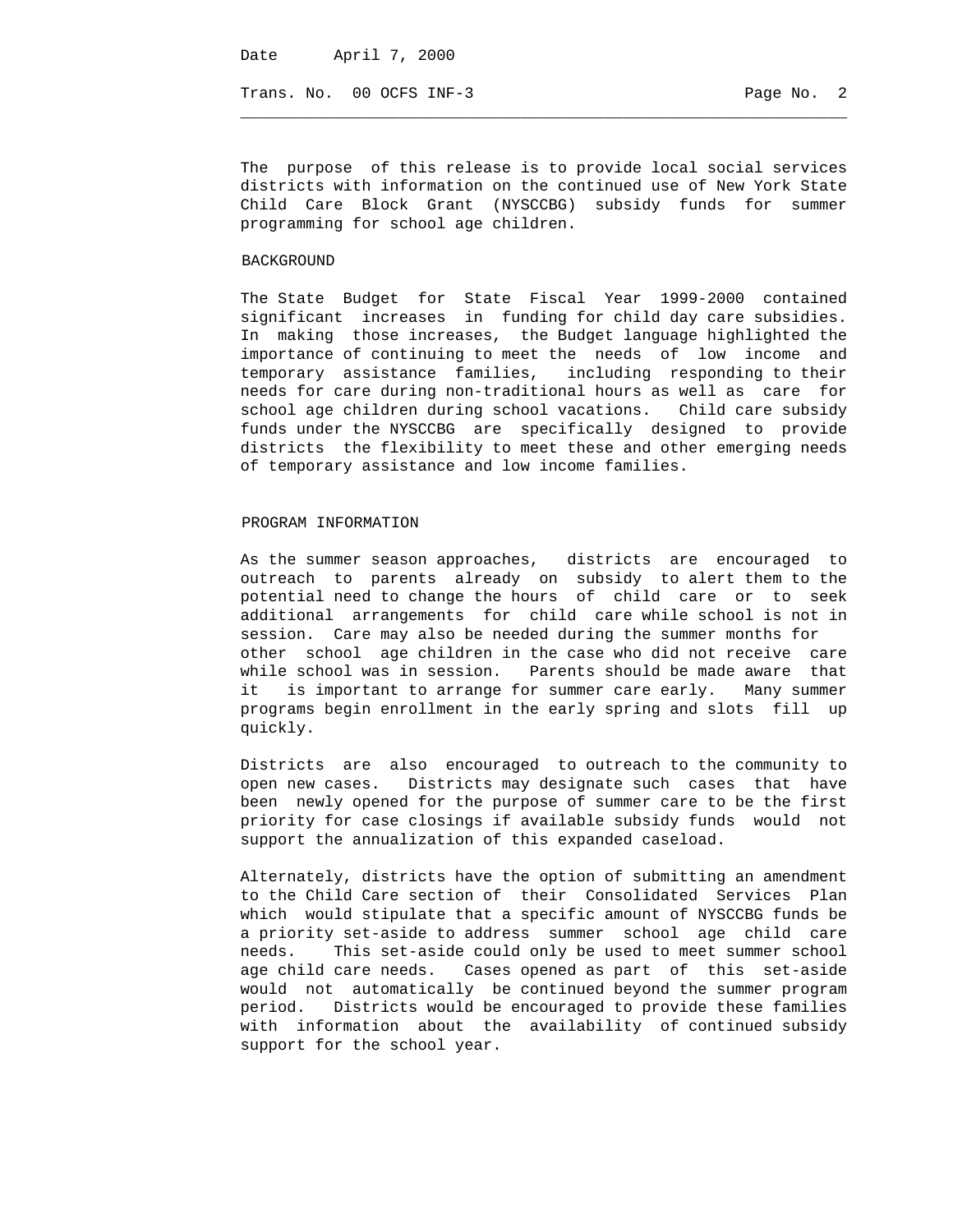The purpose of this release is to provide local social services districts with information on the continued use of New York State Child Care Block Grant (NYSCCBG) subsidy funds for summer programming for school age children.

## BACKGROUND

The State Budget for State Fiscal Year 1999-2000 contained significant increases in funding for child day care subsidies. In making those increases, the Budget language highlighted the importance of continuing to meet the needs of low income and temporary assistance families, including responding to their needs for care during non-traditional hours as well as care for school age children during school vacations. Child care subsidy funds under the NYSCCBG are specifically designed to provide districts the flexibility to meet these and other emerging needs of temporary assistance and low income families.

## PROGRAM INFORMATION

As the summer season approaches, districts are encouraged to outreach to parents already on subsidy to alert them to the potential need to change the hours of child care or to seek additional arrangements for child care while school is not in session. Care may also be needed during the summer months for other school age children in the case who did not receive care while school was in session. Parents should be made aware that it is important to arrange for summer care early. Many summer programs begin enrollment in the early spring and slots fill up quickly.

Districts are also encouraged to outreach to the community to open new cases. Districts may designate such cases that have been newly opened for the purpose of summer care to be the first priority for case closings if available subsidy funds would not support the annualization of this expanded caseload.

Alternately, districts have the option of submitting an amendment to the Child Care section of their Consolidated Services Plan which would stipulate that a specific amount of NYSCCBG funds be a priority set-aside to address summer school age child care needs. This set-aside could only be used to meet summer school age child care needs. Cases opened as part of this set-aside would not automatically be continued beyond the summer program period. Districts would be encouraged to provide these families with information about the availability of continued subsidy support for the school year.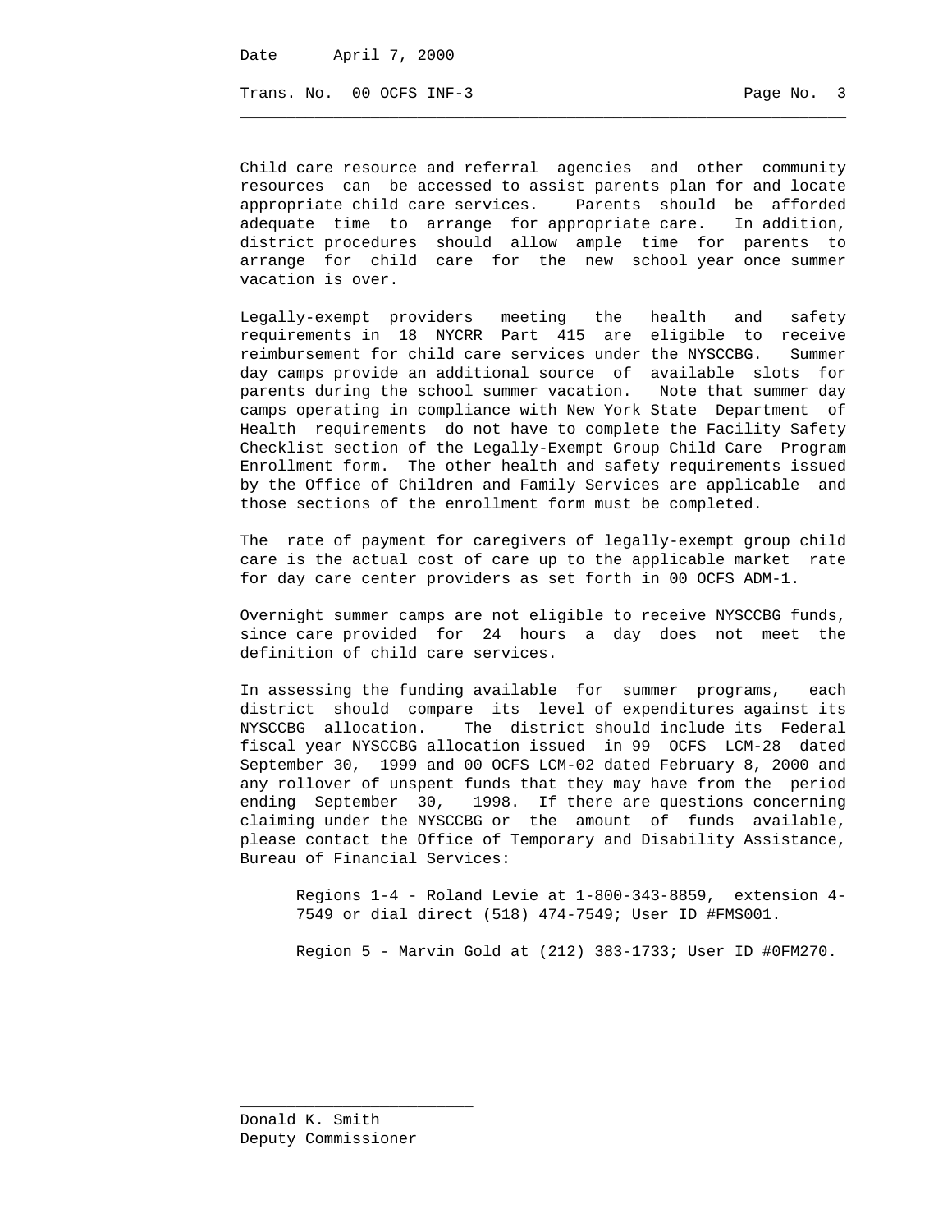Child care resource and referral agencies and other community resources can be accessed to assist parents plan for and locate appropriate child care services. Parents should be afforded adequate time to arrange for appropriate care. In addition, district procedures should allow ample time for parents to arrange for child care for the new school year once summer vacation is over.

Legally-exempt providers meeting the health and safety requirements in 18 NYCRR Part 415 are eligible to receive reimbursement for child care services under the NYSCCBG. Summer day camps provide an additional source of available slots for parents during the school summer vacation. Note that summer day camps operating in compliance with New York State Department of Health requirements do not have to complete the Facility Safety Checklist section of the Legally-Exempt Group Child Care Program Enrollment form. The other health and safety requirements issued by the Office of Children and Family Services are applicable and those sections of the enrollment form must be completed.

The rate of payment for caregivers of legally-exempt group child care is the actual cost of care up to the applicable market rate for day care center providers as set forth in 00 OCFS ADM-1.

Overnight summer camps are not eligible to receive NYSCCBG funds, since care provided for 24 hours a day does not meet the definition of child care services.

In assessing the funding available for summer programs, each district should compare its level of expenditures against its NYSCCBG allocation. The district should include its Federal fiscal year NYSCCBG allocation issued in 99 OCFS LCM-28 dated September 30, 1999 and 00 OCFS LCM-02 dated February 8, 2000 and any rollover of unspent funds that they may have from the period ending September 30, 1998. If there are questions concerning claiming under the NYSCCBG or the amount of funds available, please contact the Office of Temporary and Disability Assistance, Bureau of Financial Services:

Regions 1-4 - Roland Levie at 1-800-343-8859, extension 4-7549 or dial direct (518) 474-7549; User ID #FMS001.

Region 5 - Marvin Gold at (212) 383-1733; User ID #0FM270.

Donald K. Smith
Deputy Commissioner